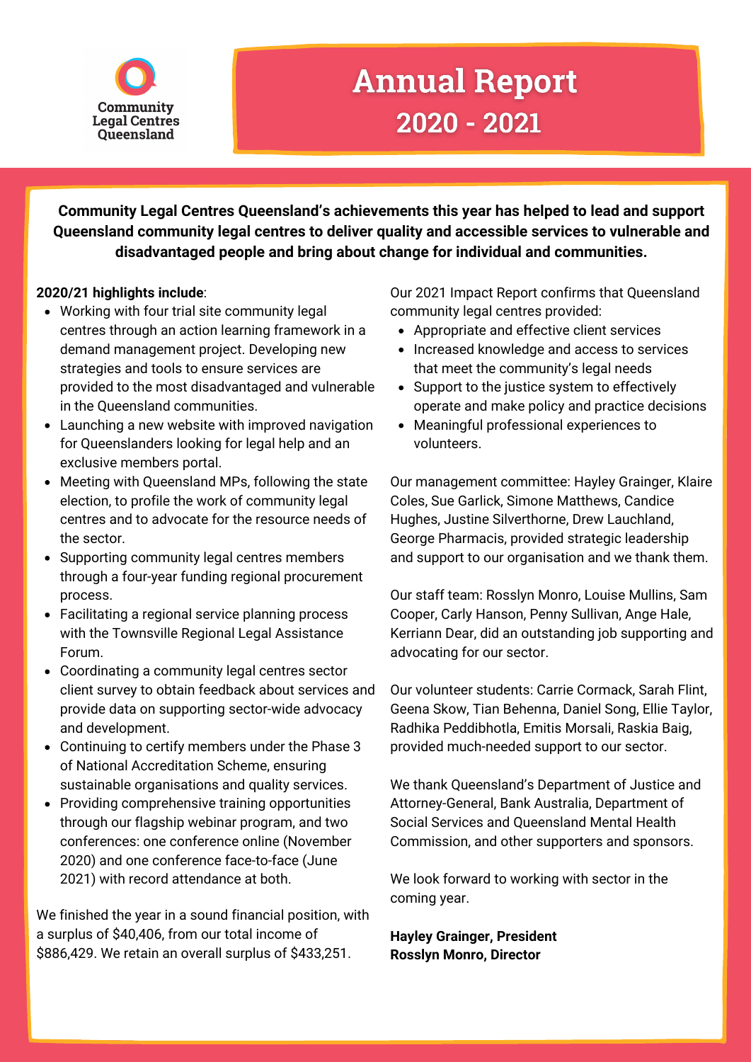Community Legal Centres Queensland

# Annual Report 2020 - 2021

**Community Legal Centres Queensland's achievements this year has helped to lead and support Queensland community legal centres to deliver quality and accessible services to vulnerable and disadvantaged people and bring about change for individual and communities.**

**2020/21 highlights include**:

- Working with four trial site community legal centres through an action learning framework in a demand management project. Developing new strategies and tools to ensure services are provided to the most disadvantaged and vulnerable in the Queensland communities.
- Launching a new website with improved navigation for Queenslanders looking for legal help and an exclusive members portal.
- Meeting with Queensland MPs, following the state election, to profile the work of community legal centres and to advocate for the resource needs of the sector.
- Supporting community legal centres members through a four-year funding regional procurement process.
- Facilitating a regional service planning process with the Townsville Regional Legal Assistance Forum.
- Coordinating a community legal centres sector client survey to obtain feedback about services and provide data on supporting sector-wide advocacy and development.
- Continuing to certify members under the Phase 3 of National Accreditation Scheme, ensuring sustainable organisations and quality services.
- Providing comprehensive training opportunities through our flagship webinar program, and two conferences: one conference online (November 2020) and one conference face-to-face (June 2021) with record attendance at both.

We finished the year in a sound financial position, with a surplus of $40,406, from our total income of $886,429. We retain an overall surplus of $433,251.

Our 2021 Impact Report confirms that Queensland community legal centres provided:

- Appropriate and effective client services
- Increased knowledge and access to services that meet the community's legal needs
- Support to the justice system to effectively operate and make policy and practice decisions
- Meaningful professional experiences to volunteers.

Our management committee: Hayley Grainger, Klaire Coles, Sue Garlick, Simone Matthews, Candice Hughes, Justine Silverthorne, Drew Lauchland, George Pharmacis, provided strategic leadership and support to our organisation and we thank them.

Our staff team: Rosslyn Monro, Louise Mullins, Sam Cooper, Carly Hanson, Penny Sullivan, Ange Hale, Kerriann Dear, did an outstanding job supporting and advocating for our sector.

Our volunteer students: Carrie Cormack, Sarah Flint, Geena Skow, Tian Behenna, Daniel Song, Ellie Taylor, Radhika Peddibhotla, Emitis Morsali, Raskia Baig, provided much-needed support to our sector.

We thank Queensland's Department of Justice and Attorney-General, Bank Australia, Department of Social Services and Queensland Mental Health Commission, and other supporters and sponsors.

We look forward to working with sector in the coming year.

**Hayley Grainger, President**
**Rosslyn Monro, Director**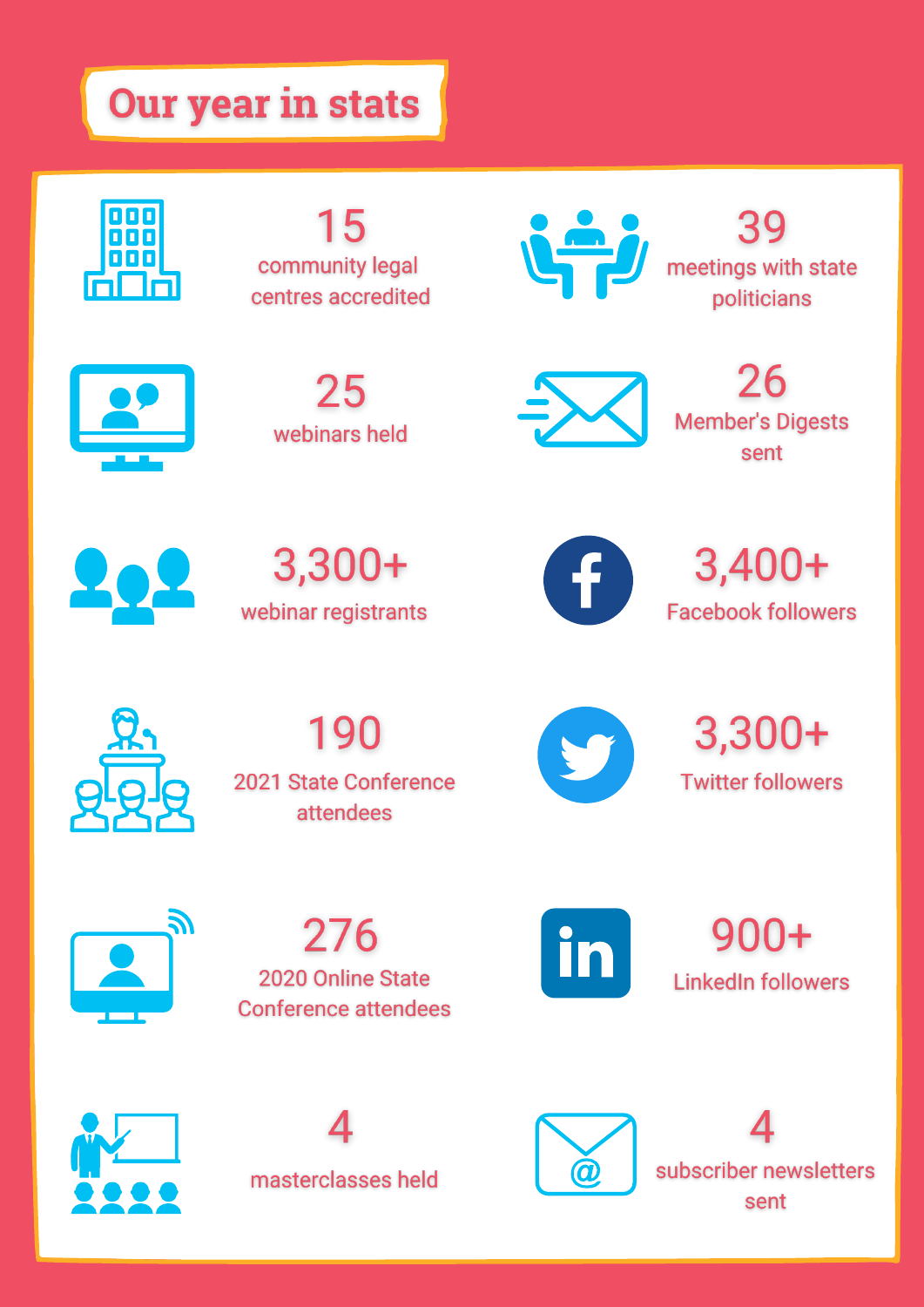# Our year in stats

**15**
community legal centres accredited

**39**
meetings with state politicians

**25**
webinars held

**26**
Member's Digests sent

**3,300+**
webinar registrants

**3,400+**
Facebook followers

**190**
2021 State Conference attendees

**3,300+**
Twitter followers

**276**
2020 Online State Conference attendees

**900+**
LinkedIn followers

**4**
masterclasses held

**4**
subscriber newsletters sent